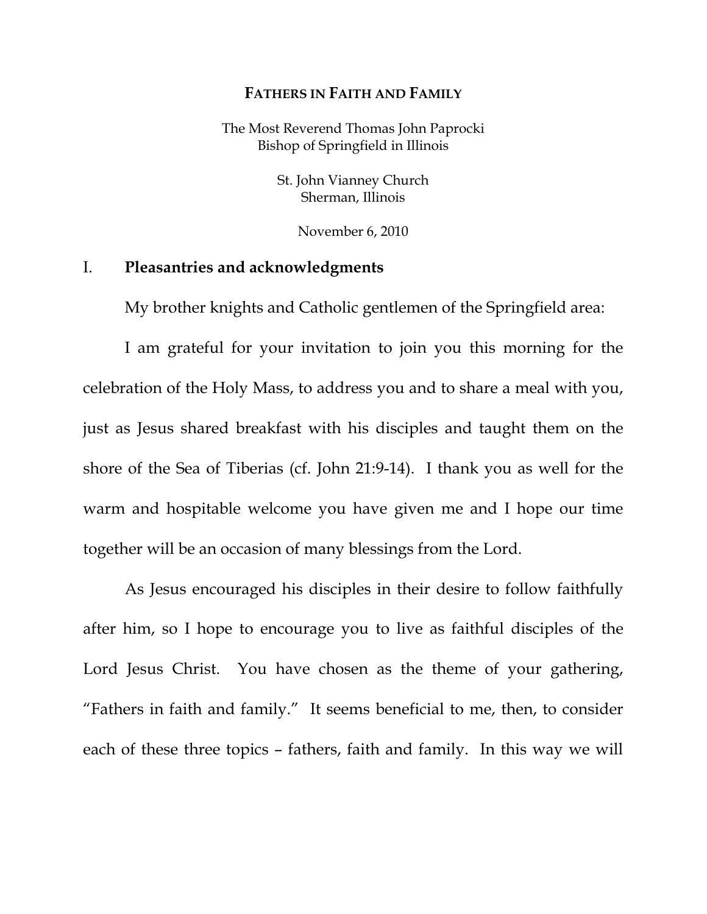# FATHERS IN FAITH AND FAMILY

The Most Reverend Thomas John Paprocki
Bishop of Springfield in Illinois

St. John Vianney Church
Sherman, Illinois

November 6, 2010

## I. Pleasantries and acknowledgments

My brother knights and Catholic gentlemen of the Springfield area:

I am grateful for your invitation to join you this morning for the celebration of the Holy Mass, to address you and to share a meal with you, just as Jesus shared breakfast with his disciples and taught them on the shore of the Sea of Tiberias (cf. John 21:9-14). I thank you as well for the warm and hospitable welcome you have given me and I hope our time together will be an occasion of many blessings from the Lord.

As Jesus encouraged his disciples in their desire to follow faithfully after him, so I hope to encourage you to live as faithful disciples of the Lord Jesus Christ. You have chosen as the theme of your gathering, "Fathers in faith and family." It seems beneficial to me, then, to consider each of these three topics – fathers, faith and family. In this way we will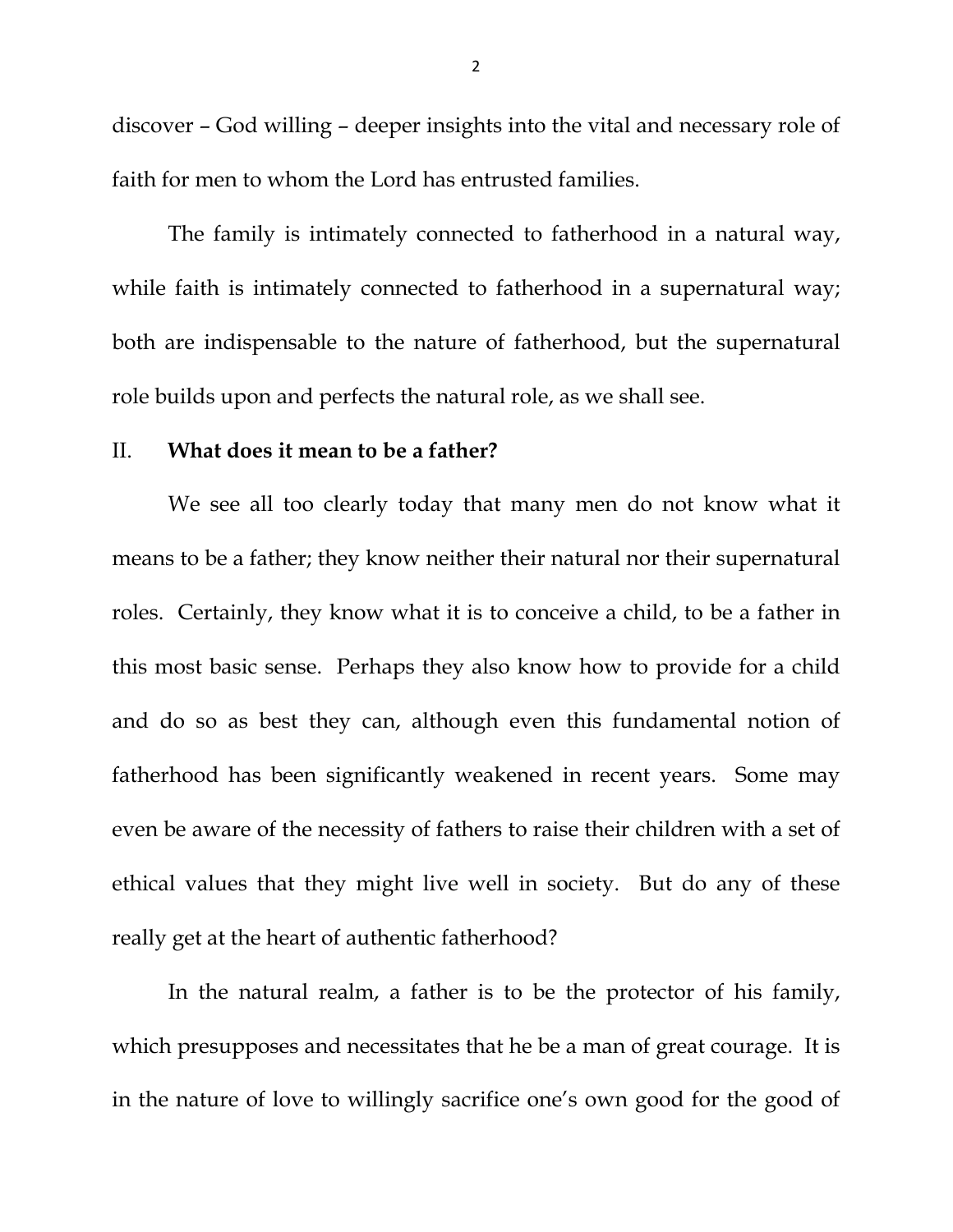discover – God willing – deeper insights into the vital and necessary role of faith for men to whom the Lord has entrusted families.

The family is intimately connected to fatherhood in a natural way, while faith is intimately connected to fatherhood in a supernatural way; both are indispensable to the nature of fatherhood, but the supernatural role builds upon and perfects the natural role, as we shall see.

## II. **What does it mean to be a father?**

We see all too clearly today that many men do not know what it means to be a father; they know neither their natural nor their supernatural roles. Certainly, they know what it is to conceive a child, to be a father in this most basic sense. Perhaps they also know how to provide for a child and do so as best they can, although even this fundamental notion of fatherhood has been significantly weakened in recent years. Some may even be aware of the necessity of fathers to raise their children with a set of ethical values that they might live well in society. But do any of these really get at the heart of authentic fatherhood?

In the natural realm, a father is to be the protector of his family, which presupposes and necessitates that he be a man of great courage. It is in the nature of love to willingly sacrifice one's own good for the good of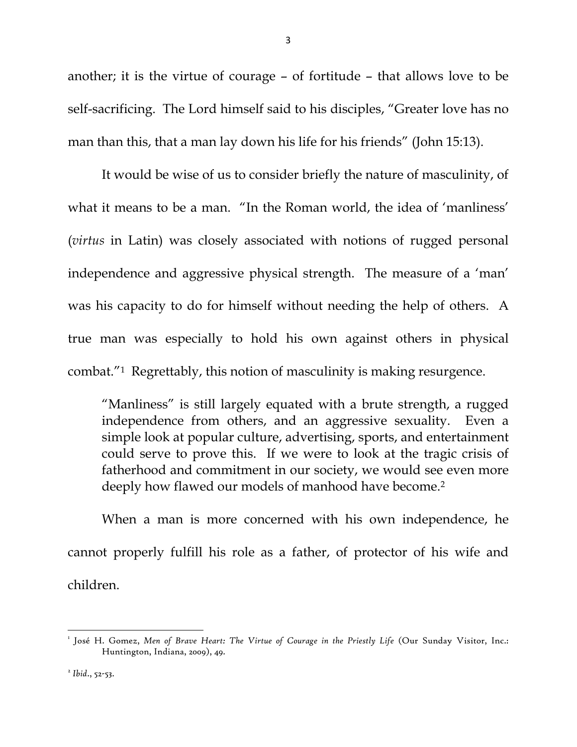another; it is the virtue of courage – of fortitude – that allows love to be self-sacrificing. The Lord himself said to his disciples, "Greater love has no man than this, that a man lay down his life for his friends" (John 15:13).

It would be wise of us to consider briefly the nature of masculinity, of what it means to be a man. "In the Roman world, the idea of 'manliness' (*virtus* in Latin) was closely associated with notions of rugged personal independence and aggressive physical strength. The measure of a 'man' was his capacity to do for himself without needing the help of others. A true man was especially to hold his own against others in physical combat."[1] Regrettably, this notion of masculinity is making resurgence.

> "Manliness" is still largely equated with a brute strength, a rugged independence from others, and an aggressive sexuality. Even a simple look at popular culture, advertising, sports, and entertainment could serve to prove this. If we were to look at the tragic crisis of fatherhood and commitment in our society, we would see even more deeply how flawed our models of manhood have become.[2]

When a man is more concerned with his own independence, he cannot properly fulfill his role as a father, of protector of his wife and children.

---

[1] José H. Gomez, *Men of Brave Heart: The Virtue of Courage in the Priestly Life* (Our Sunday Visitor, Inc.: Huntington, Indiana, 2009), 49.

[2] *Ibid*., 52-53.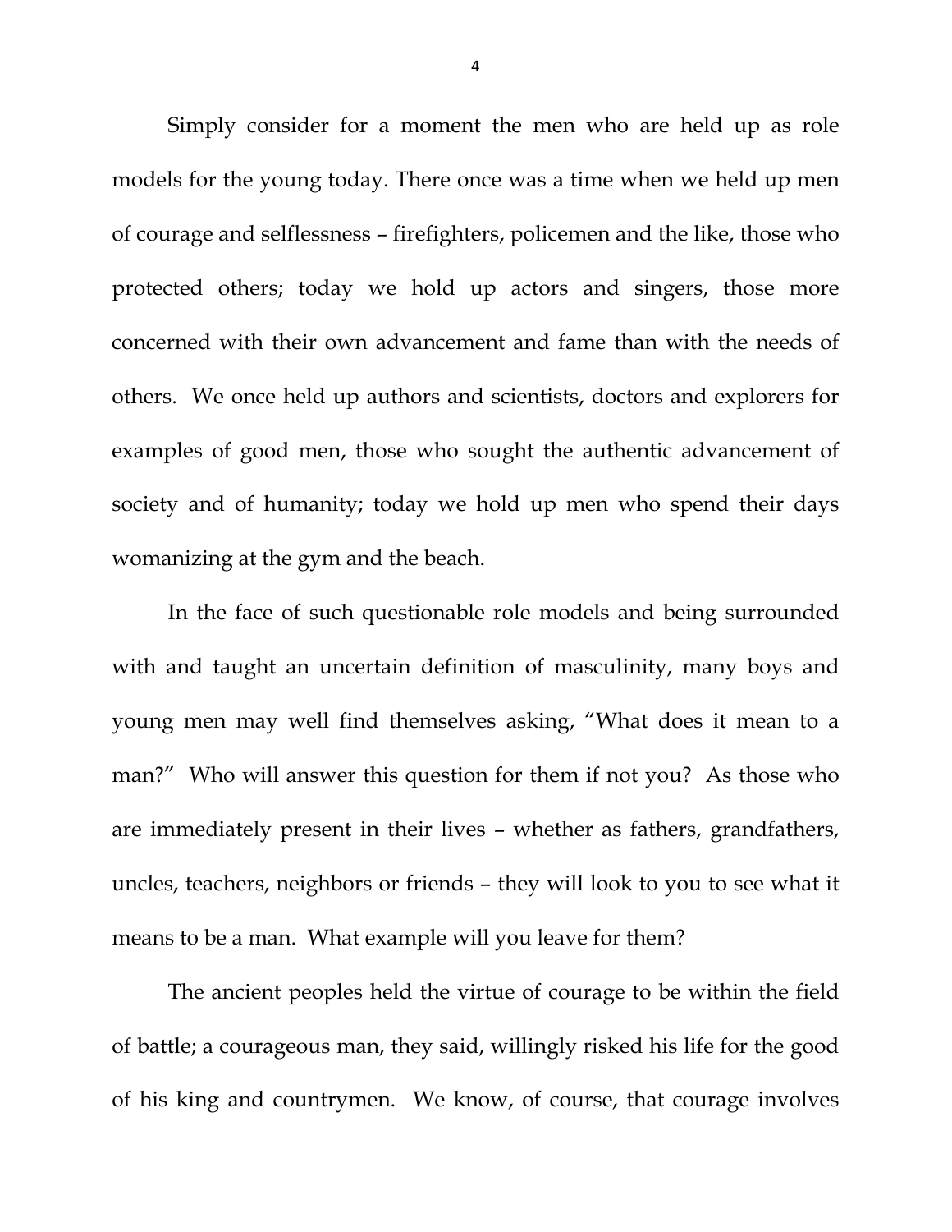Simply consider for a moment the men who are held up as role models for the young today. There once was a time when we held up men of courage and selflessness – firefighters, policemen and the like, those who protected others; today we hold up actors and singers, those more concerned with their own advancement and fame than with the needs of others. We once held up authors and scientists, doctors and explorers for examples of good men, those who sought the authentic advancement of society and of humanity; today we hold up men who spend their days womanizing at the gym and the beach.

In the face of such questionable role models and being surrounded with and taught an uncertain definition of masculinity, many boys and young men may well find themselves asking, "What does it mean to a man?" Who will answer this question for them if not you? As those who are immediately present in their lives – whether as fathers, grandfathers, uncles, teachers, neighbors or friends – they will look to you to see what it means to be a man. What example will you leave for them?

The ancient peoples held the virtue of courage to be within the field of battle; a courageous man, they said, willingly risked his life for the good of his king and countrymen. We know, of course, that courage involves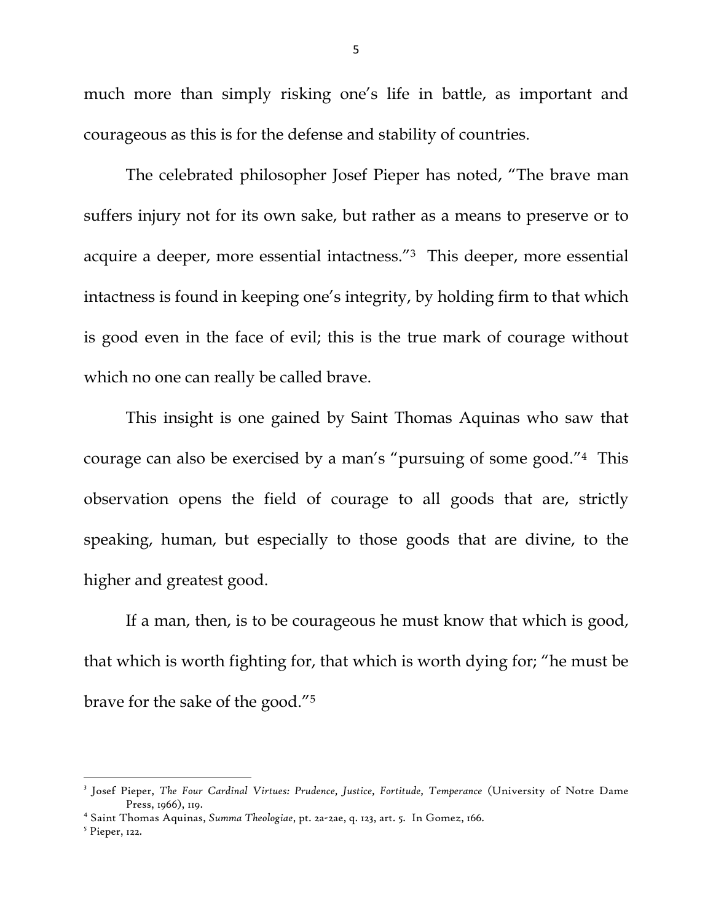much more than simply risking one's life in battle, as important and courageous as this is for the defense and stability of countries.

The celebrated philosopher Josef Pieper has noted, "The brave man suffers injury not for its own sake, but rather as a means to preserve or to acquire a deeper, more essential intactness."[3] This deeper, more essential intactness is found in keeping one's integrity, by holding firm to that which is good even in the face of evil; this is the true mark of courage without which no one can really be called brave.

This insight is one gained by Saint Thomas Aquinas who saw that courage can also be exercised by a man's "pursuing of some good."[4] This observation opens the field of courage to all goods that are, strictly speaking, human, but especially to those goods that are divine, to the higher and greatest good.

If a man, then, is to be courageous he must know that which is good, that which is worth fighting for, that which is worth dying for; "he must be brave for the sake of the good."[5]

---

[3] Josef Pieper, *The Four Cardinal Virtues: Prudence, Justice, Fortitude, Temperance* (University of Notre Dame Press, 1966), 119.

[4] Saint Thomas Aquinas, *Summa Theologiae*, pt. 2a-2ae, q. 123, art. 5. In Gomez, 166.

[5] Pieper, 122.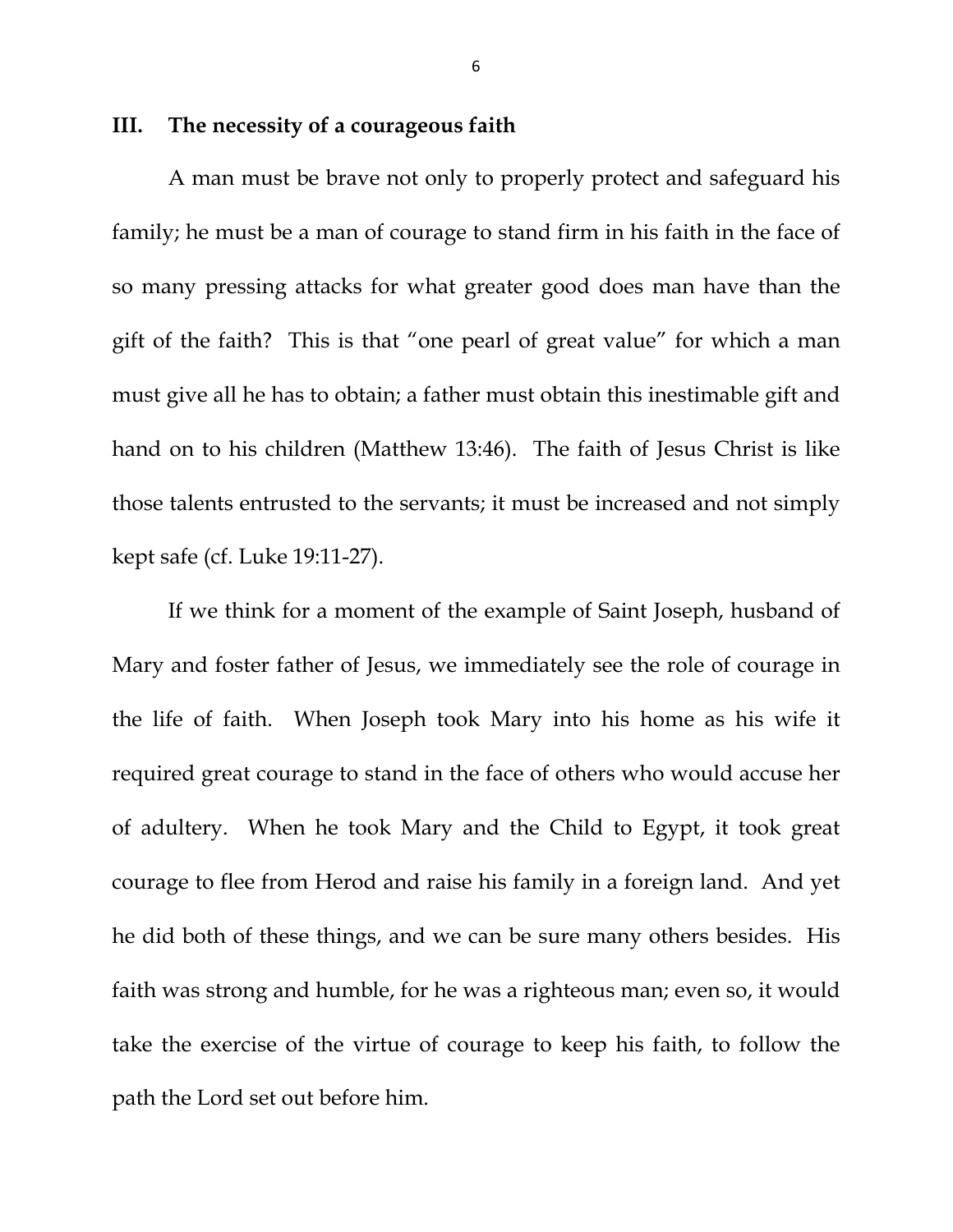## III. The necessity of a courageous faith

A man must be brave not only to properly protect and safeguard his family; he must be a man of courage to stand firm in his faith in the face of so many pressing attacks for what greater good does man have than the gift of the faith? This is that "one pearl of great value" for which a man must give all he has to obtain; a father must obtain this inestimable gift and hand on to his children (Matthew 13:46). The faith of Jesus Christ is like those talents entrusted to the servants; it must be increased and not simply kept safe (cf. Luke 19:11-27).

If we think for a moment of the example of Saint Joseph, husband of Mary and foster father of Jesus, we immediately see the role of courage in the life of faith. When Joseph took Mary into his home as his wife it required great courage to stand in the face of others who would accuse her of adultery. When he took Mary and the Child to Egypt, it took great courage to flee from Herod and raise his family in a foreign land. And yet he did both of these things, and we can be sure many others besides. His faith was strong and humble, for he was a righteous man; even so, it would take the exercise of the virtue of courage to keep his faith, to follow the path the Lord set out before him.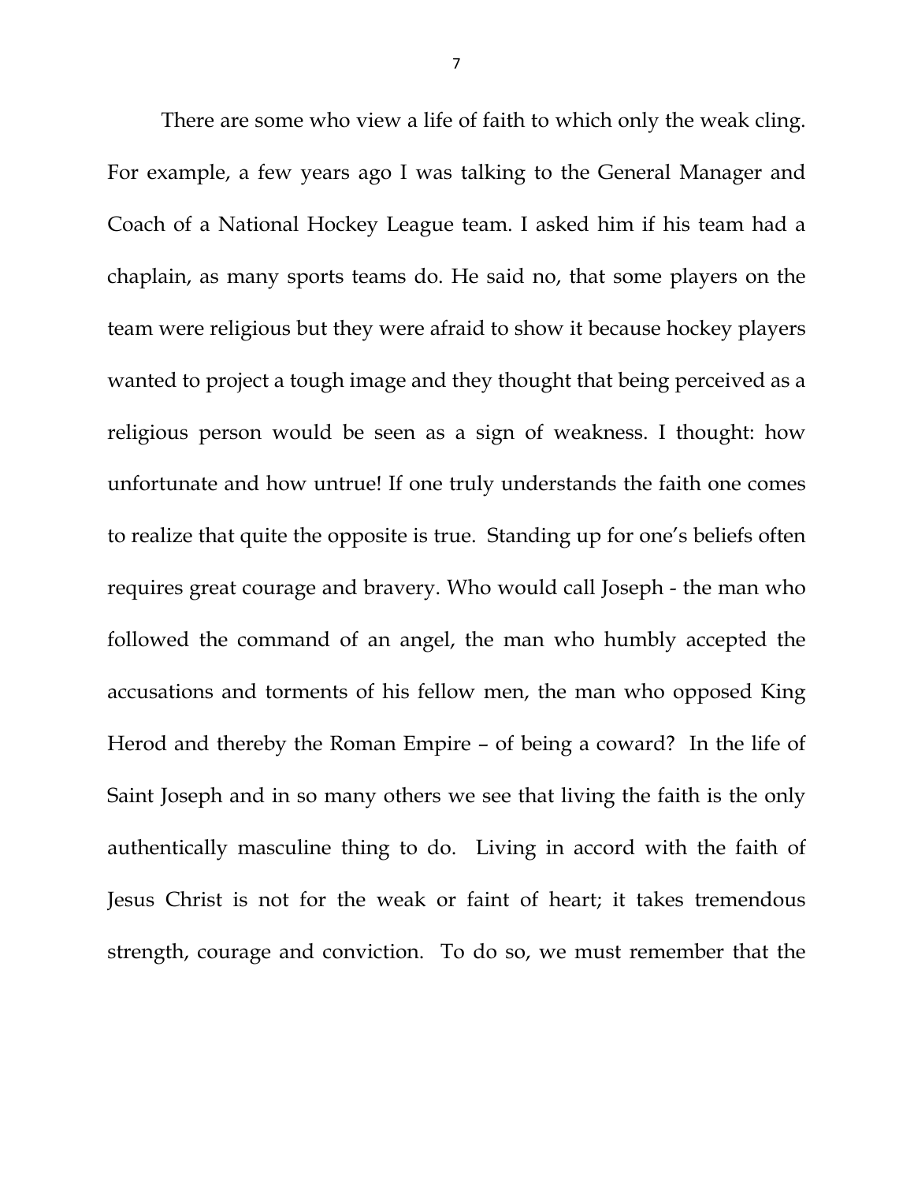There are some who view a life of faith to which only the weak cling. For example, a few years ago I was talking to the General Manager and Coach of a National Hockey League team. I asked him if his team had a chaplain, as many sports teams do. He said no, that some players on the team were religious but they were afraid to show it because hockey players wanted to project a tough image and they thought that being perceived as a religious person would be seen as a sign of weakness. I thought: how unfortunate and how untrue! If one truly understands the faith one comes to realize that quite the opposite is true. Standing up for one's beliefs often requires great courage and bravery. Who would call Joseph - the man who followed the command of an angel, the man who humbly accepted the accusations and torments of his fellow men, the man who opposed King Herod and thereby the Roman Empire – of being a coward? In the life of Saint Joseph and in so many others we see that living the faith is the only authentically masculine thing to do. Living in accord with the faith of Jesus Christ is not for the weak or faint of heart; it takes tremendous strength, courage and conviction. To do so, we must remember that the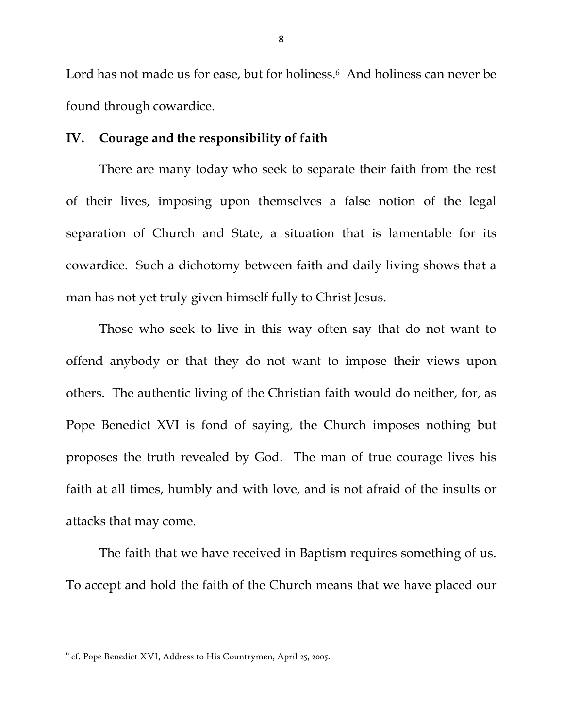Lord has not made us for ease, but for holiness.[6] And holiness can never be found through cowardice.

## IV. Courage and the responsibility of faith

There are many today who seek to separate their faith from the rest of their lives, imposing upon themselves a false notion of the legal separation of Church and State, a situation that is lamentable for its cowardice. Such a dichotomy between faith and daily living shows that a man has not yet truly given himself fully to Christ Jesus.

Those who seek to live in this way often say that do not want to offend anybody or that they do not want to impose their views upon others. The authentic living of the Christian faith would do neither, for, as Pope Benedict XVI is fond of saying, the Church imposes nothing but proposes the truth revealed by God. The man of true courage lives his faith at all times, humbly and with love, and is not afraid of the insults or attacks that may come.

The faith that we have received in Baptism requires something of us. To accept and hold the faith of the Church means that we have placed our

---

[6] cf. Pope Benedict XVI, Address to His Countrymen, April 25, 2005.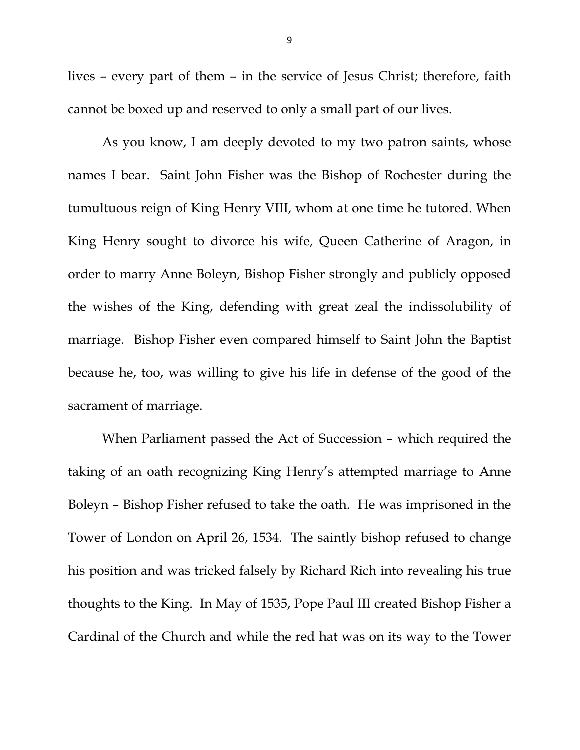lives – every part of them – in the service of Jesus Christ; therefore, faith cannot be boxed up and reserved to only a small part of our lives.

As you know, I am deeply devoted to my two patron saints, whose names I bear. Saint John Fisher was the Bishop of Rochester during the tumultuous reign of King Henry VIII, whom at one time he tutored. When King Henry sought to divorce his wife, Queen Catherine of Aragon, in order to marry Anne Boleyn, Bishop Fisher strongly and publicly opposed the wishes of the King, defending with great zeal the indissolubility of marriage. Bishop Fisher even compared himself to Saint John the Baptist because he, too, was willing to give his life in defense of the good of the sacrament of marriage.

When Parliament passed the Act of Succession – which required the taking of an oath recognizing King Henry's attempted marriage to Anne Boleyn – Bishop Fisher refused to take the oath. He was imprisoned in the Tower of London on April 26, 1534. The saintly bishop refused to change his position and was tricked falsely by Richard Rich into revealing his true thoughts to the King. In May of 1535, Pope Paul III created Bishop Fisher a Cardinal of the Church and while the red hat was on its way to the Tower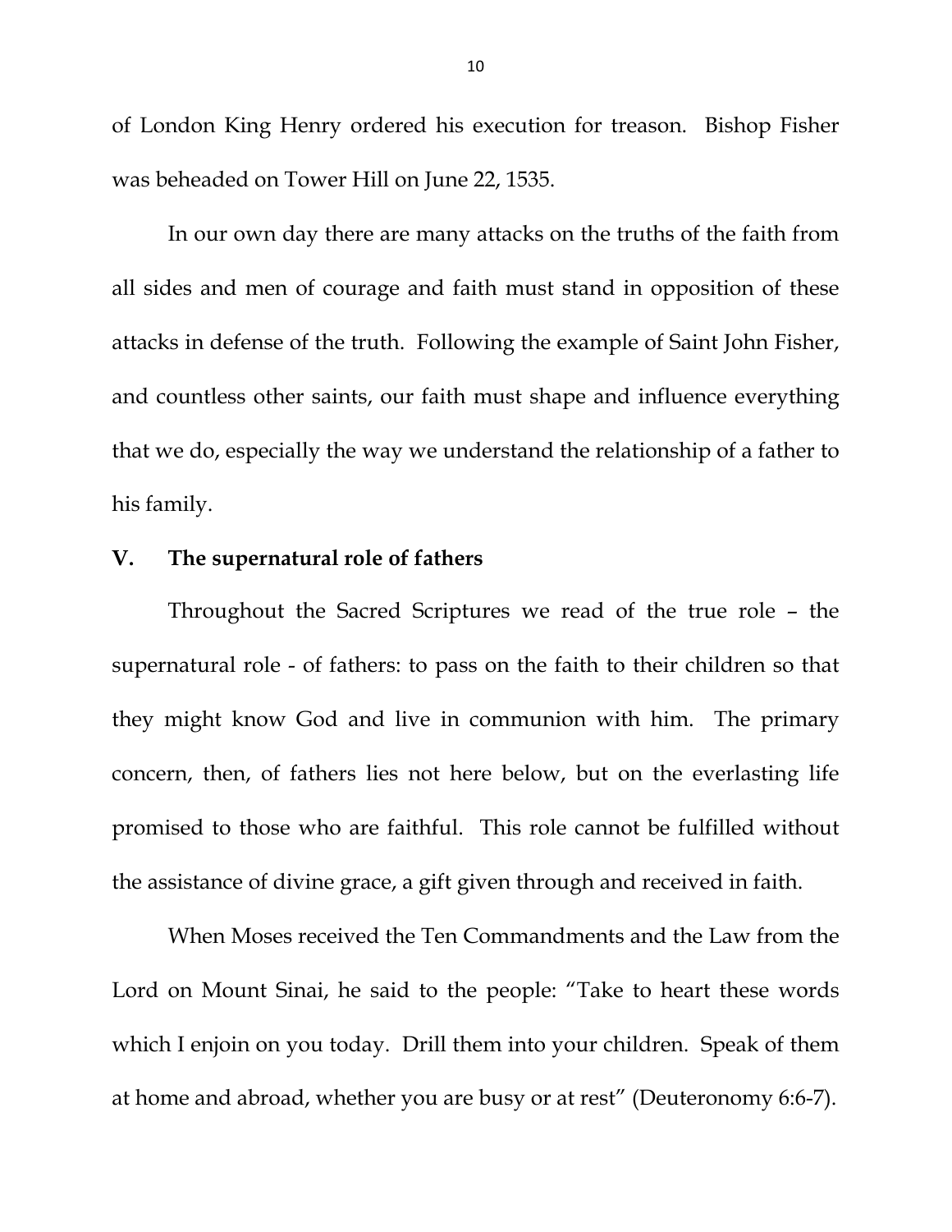of London King Henry ordered his execution for treason. Bishop Fisher was beheaded on Tower Hill on June 22, 1535.

In our own day there are many attacks on the truths of the faith from all sides and men of courage and faith must stand in opposition of these attacks in defense of the truth. Following the example of Saint John Fisher, and countless other saints, our faith must shape and influence everything that we do, especially the way we understand the relationship of a father to his family.

## V. The supernatural role of fathers

Throughout the Sacred Scriptures we read of the true role – the supernatural role - of fathers: to pass on the faith to their children so that they might know God and live in communion with him. The primary concern, then, of fathers lies not here below, but on the everlasting life promised to those who are faithful. This role cannot be fulfilled without the assistance of divine grace, a gift given through and received in faith.

When Moses received the Ten Commandments and the Law from the Lord on Mount Sinai, he said to the people: "Take to heart these words which I enjoin on you today. Drill them into your children. Speak of them at home and abroad, whether you are busy or at rest" (Deuteronomy 6:6-7).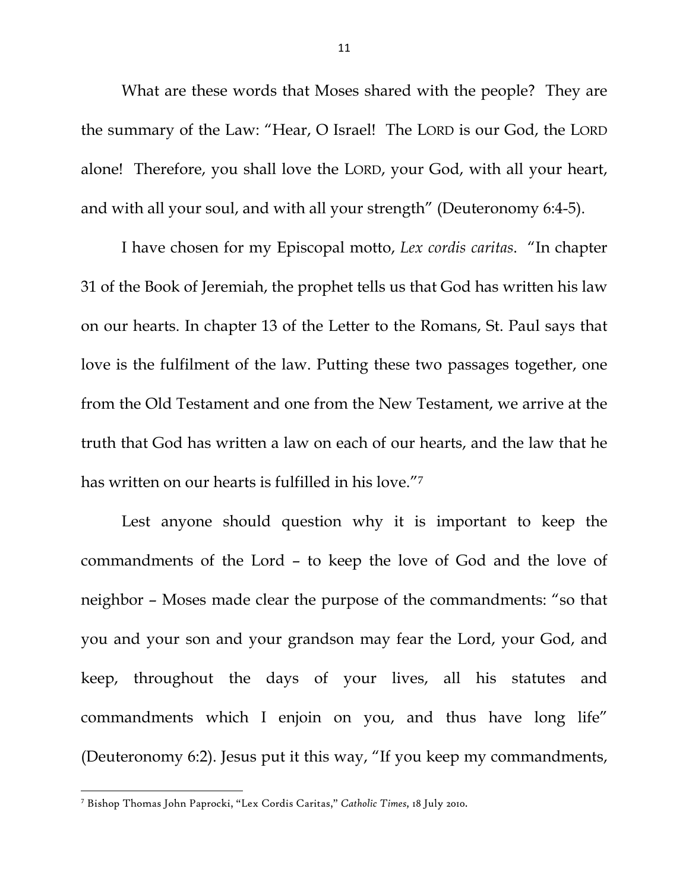What are these words that Moses shared with the people? They are the summary of the Law: "Hear, O Israel! The LORD is our God, the LORD alone! Therefore, you shall love the LORD, your God, with all your heart, and with all your soul, and with all your strength" (Deuteronomy 6:4-5).

I have chosen for my Episcopal motto, *Lex cordis caritas*. "In chapter 31 of the Book of Jeremiah, the prophet tells us that God has written his law on our hearts. In chapter 13 of the Letter to the Romans, St. Paul says that love is the fulfilment of the law. Putting these two passages together, one from the Old Testament and one from the New Testament, we arrive at the truth that God has written a law on each of our hearts, and the law that he has written on our hearts is fulfilled in his love."[7]

Lest anyone should question why it is important to keep the commandments of the Lord – to keep the love of God and the love of neighbor – Moses made clear the purpose of the commandments: "so that you and your son and your grandson may fear the Lord, your God, and keep, throughout the days of your lives, all his statutes and commandments which I enjoin on you, and thus have long life" (Deuteronomy 6:2). Jesus put it this way, "If you keep my commandments,

---

[7] Bishop Thomas John Paprocki, "Lex Cordis Caritas," *Catholic Times*, 18 July 2010.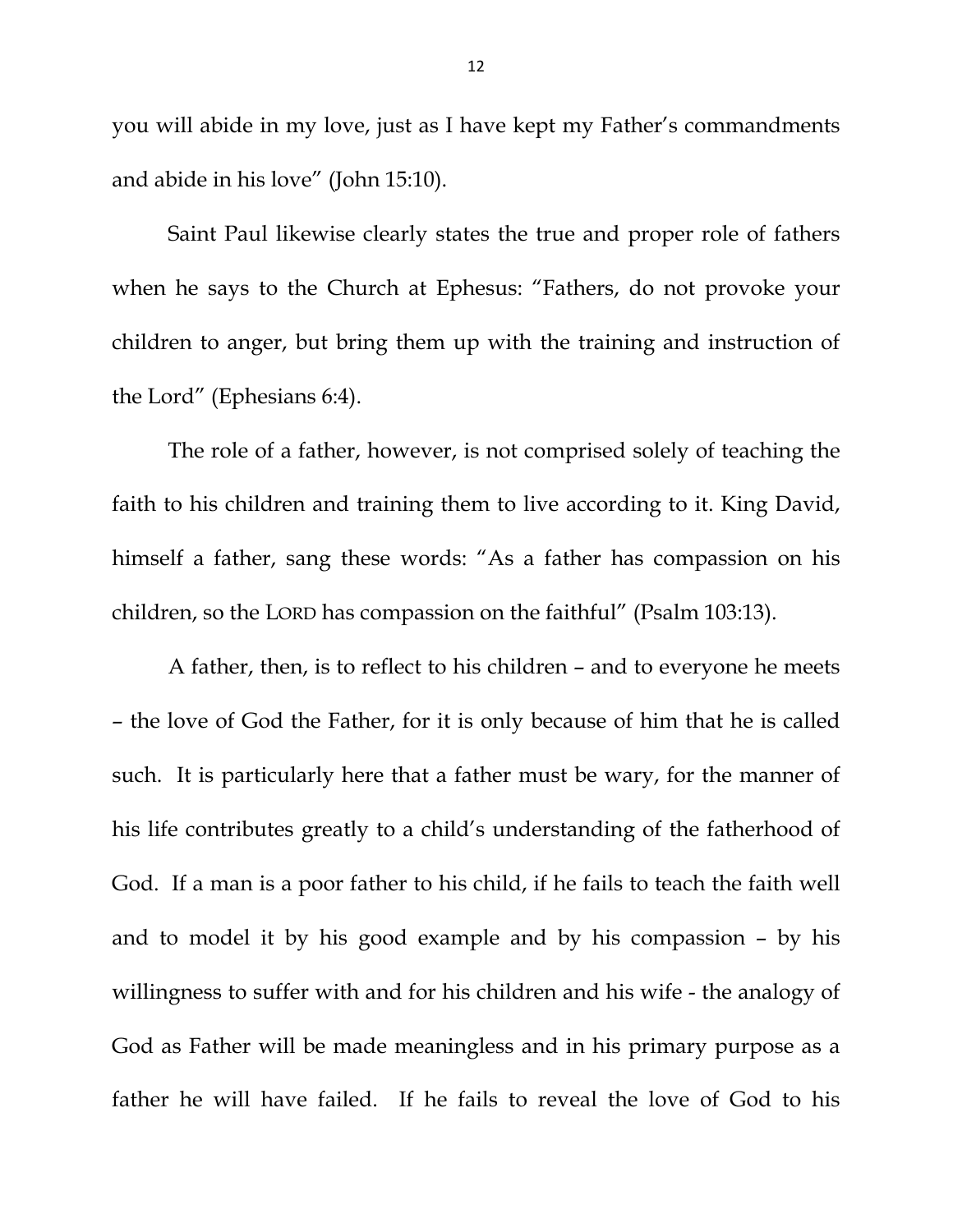you will abide in my love, just as I have kept my Father's commandments and abide in his love" (John 15:10).

Saint Paul likewise clearly states the true and proper role of fathers when he says to the Church at Ephesus: "Fathers, do not provoke your children to anger, but bring them up with the training and instruction of the Lord" (Ephesians 6:4).

The role of a father, however, is not comprised solely of teaching the faith to his children and training them to live according to it. King David, himself a father, sang these words: "As a father has compassion on his children, so the LORD has compassion on the faithful" (Psalm 103:13).

A father, then, is to reflect to his children – and to everyone he meets – the love of God the Father, for it is only because of him that he is called such. It is particularly here that a father must be wary, for the manner of his life contributes greatly to a child's understanding of the fatherhood of God. If a man is a poor father to his child, if he fails to teach the faith well and to model it by his good example and by his compassion – by his willingness to suffer with and for his children and his wife - the analogy of God as Father will be made meaningless and in his primary purpose as a father he will have failed. If he fails to reveal the love of God to his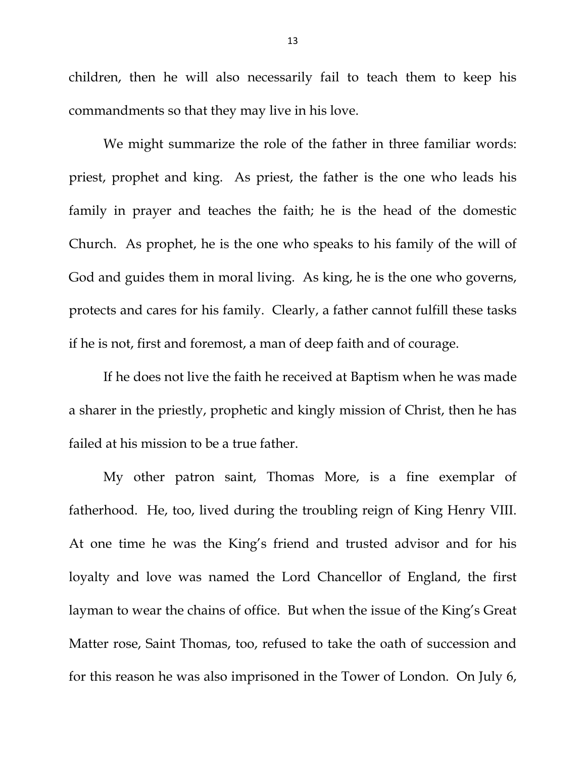children, then he will also necessarily fail to teach them to keep his commandments so that they may live in his love.

We might summarize the role of the father in three familiar words: priest, prophet and king. As priest, the father is the one who leads his family in prayer and teaches the faith; he is the head of the domestic Church. As prophet, he is the one who speaks to his family of the will of God and guides them in moral living. As king, he is the one who governs, protects and cares for his family. Clearly, a father cannot fulfill these tasks if he is not, first and foremost, a man of deep faith and of courage.

If he does not live the faith he received at Baptism when he was made a sharer in the priestly, prophetic and kingly mission of Christ, then he has failed at his mission to be a true father.

My other patron saint, Thomas More, is a fine exemplar of fatherhood. He, too, lived during the troubling reign of King Henry VIII. At one time he was the King's friend and trusted advisor and for his loyalty and love was named the Lord Chancellor of England, the first layman to wear the chains of office. But when the issue of the King's Great Matter rose, Saint Thomas, too, refused to take the oath of succession and for this reason he was also imprisoned in the Tower of London. On July 6,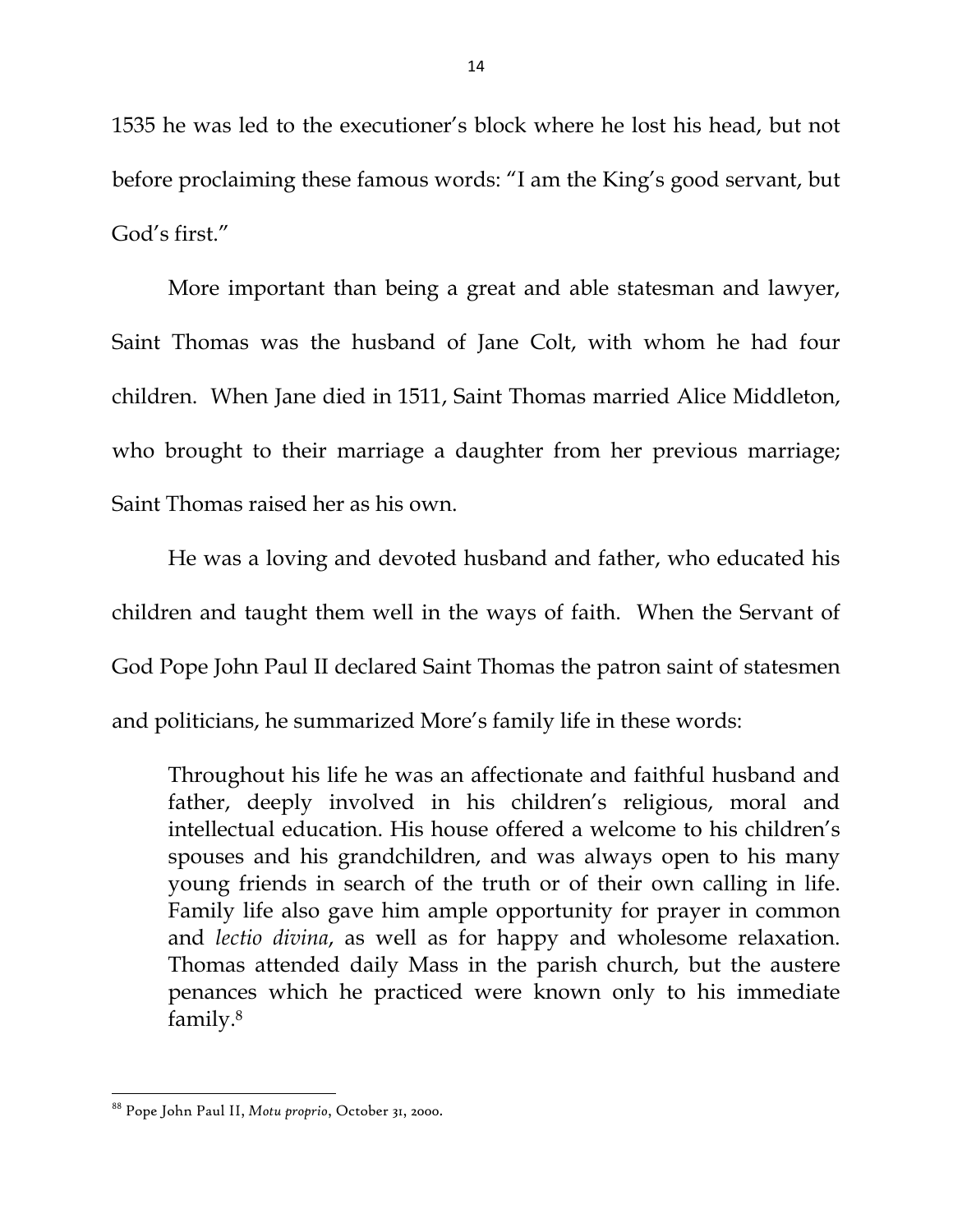1535 he was led to the executioner's block where he lost his head, but not before proclaiming these famous words: "I am the King's good servant, but God's first."

More important than being a great and able statesman and lawyer, Saint Thomas was the husband of Jane Colt, with whom he had four children. When Jane died in 1511, Saint Thomas married Alice Middleton, who brought to their marriage a daughter from her previous marriage; Saint Thomas raised her as his own.

He was a loving and devoted husband and father, who educated his children and taught them well in the ways of faith. When the Servant of God Pope John Paul II declared Saint Thomas the patron saint of statesmen and politicians, he summarized More's family life in these words:

> Throughout his life he was an affectionate and faithful husband and father, deeply involved in his children's religious, moral and intellectual education. His house offered a welcome to his children's spouses and his grandchildren, and was always open to his many young friends in search of the truth or of their own calling in life. Family life also gave him ample opportunity for prayer in common and *lectio divina*, as well as for happy and wholesome relaxation. Thomas attended daily Mass in the parish church, but the austere penances which he practiced were known only to his immediate family.[8]

---

[88] Pope John Paul II, *Motu proprio*, October 31, 2000.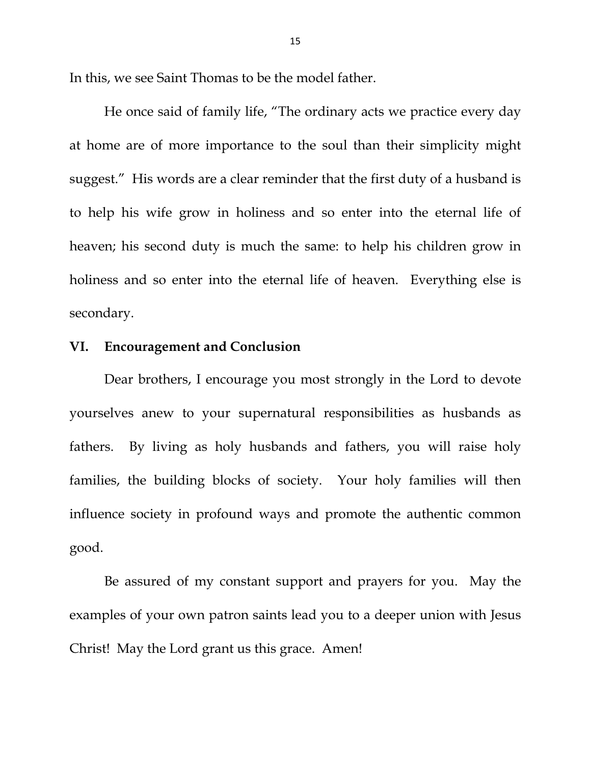In this, we see Saint Thomas to be the model father.

He once said of family life, "The ordinary acts we practice every day at home are of more importance to the soul than their simplicity might suggest." His words are a clear reminder that the first duty of a husband is to help his wife grow in holiness and so enter into the eternal life of heaven; his second duty is much the same: to help his children grow in holiness and so enter into the eternal life of heaven. Everything else is secondary.

## VI. Encouragement and Conclusion

Dear brothers, I encourage you most strongly in the Lord to devote yourselves anew to your supernatural responsibilities as husbands as fathers. By living as holy husbands and fathers, you will raise holy families, the building blocks of society. Your holy families will then influence society in profound ways and promote the authentic common good.

Be assured of my constant support and prayers for you. May the examples of your own patron saints lead you to a deeper union with Jesus Christ! May the Lord grant us this grace. Amen!